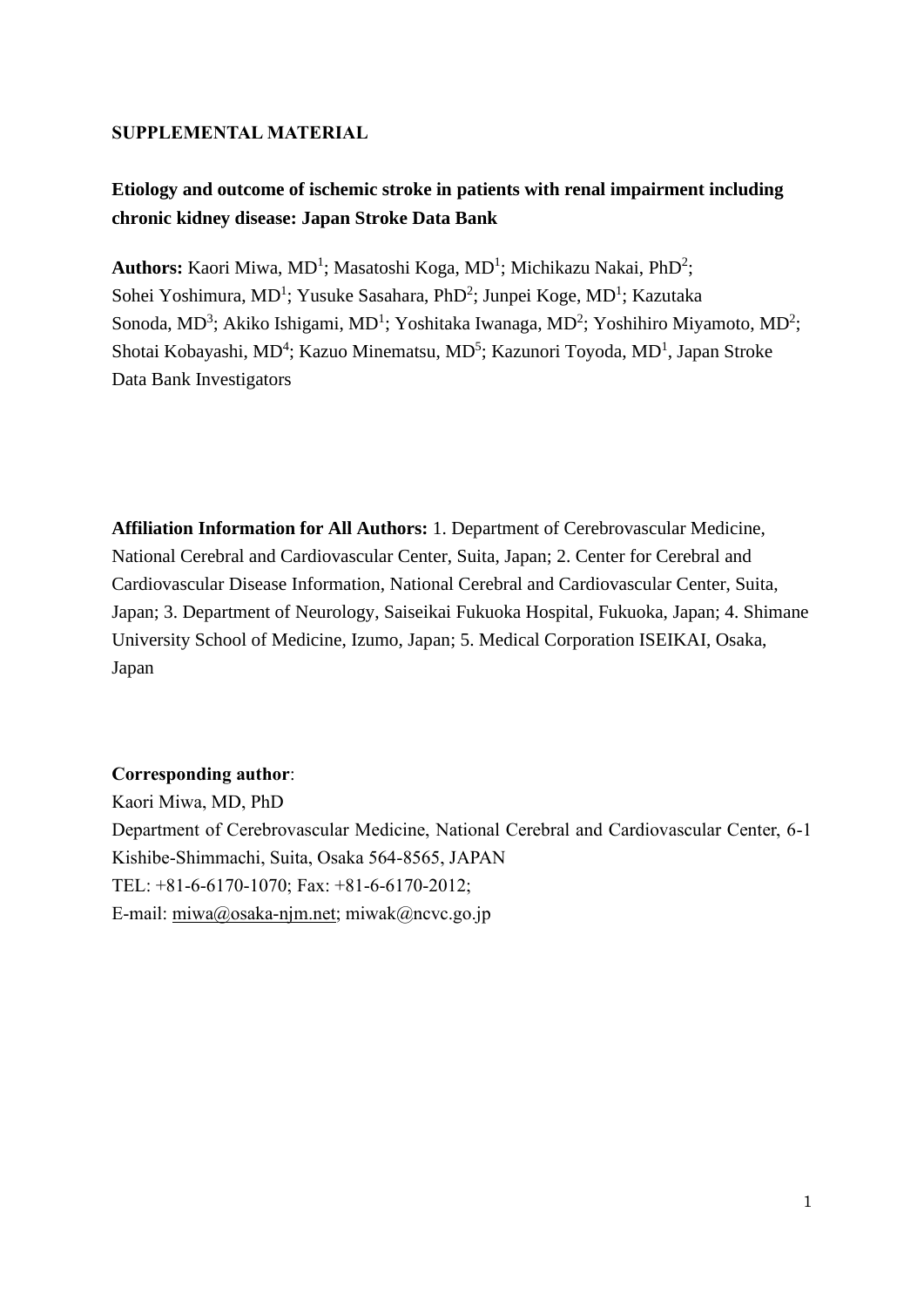**SUPPLEMENTAL MATERIAL**

**Etiology and outcome of ischemic stroke in patients with renal impairment including chronic kidney disease: Japan Stroke Data Bank**

**Authors:** Kaori Miwa, MD[1]; Masatoshi Koga, MD[1]; Michikazu Nakai, PhD[2]; Sohei Yoshimura, MD[1]; Yusuke Sasahara, PhD[2]; Junpei Koge, MD[1]; Kazutaka Sonoda, MD[3]; Akiko Ishigami, MD[1]; Yoshitaka Iwanaga, MD[2]; Yoshihiro Miyamoto, MD[2]; Shotai Kobayashi, MD[4]; Kazuo Minematsu, MD[5]; Kazunori Toyoda, MD[1], Japan Stroke Data Bank Investigators

**Affiliation Information for All Authors:** 1. Department of Cerebrovascular Medicine, National Cerebral and Cardiovascular Center, Suita, Japan; 2. Center for Cerebral and Cardiovascular Disease Information, National Cerebral and Cardiovascular Center, Suita, Japan; 3. Department of Neurology, Saiseikai Fukuoka Hospital, Fukuoka, Japan; 4. Shimane University School of Medicine, Izumo, Japan; 5. Medical Corporation ISEIKAI, Osaka, Japan

**Corresponding author**:
Kaori Miwa, MD, PhD
Department of Cerebrovascular Medicine, National Cerebral and Cardiovascular Center, 6-1 Kishibe-Shimmachi, Suita, Osaka 564-8565, JAPAN
TEL: +81-6-6170-1070; Fax: +81-6-6170-2012;
E-mail: miwa@osaka-njm.net; miwak@ncvc.go.jp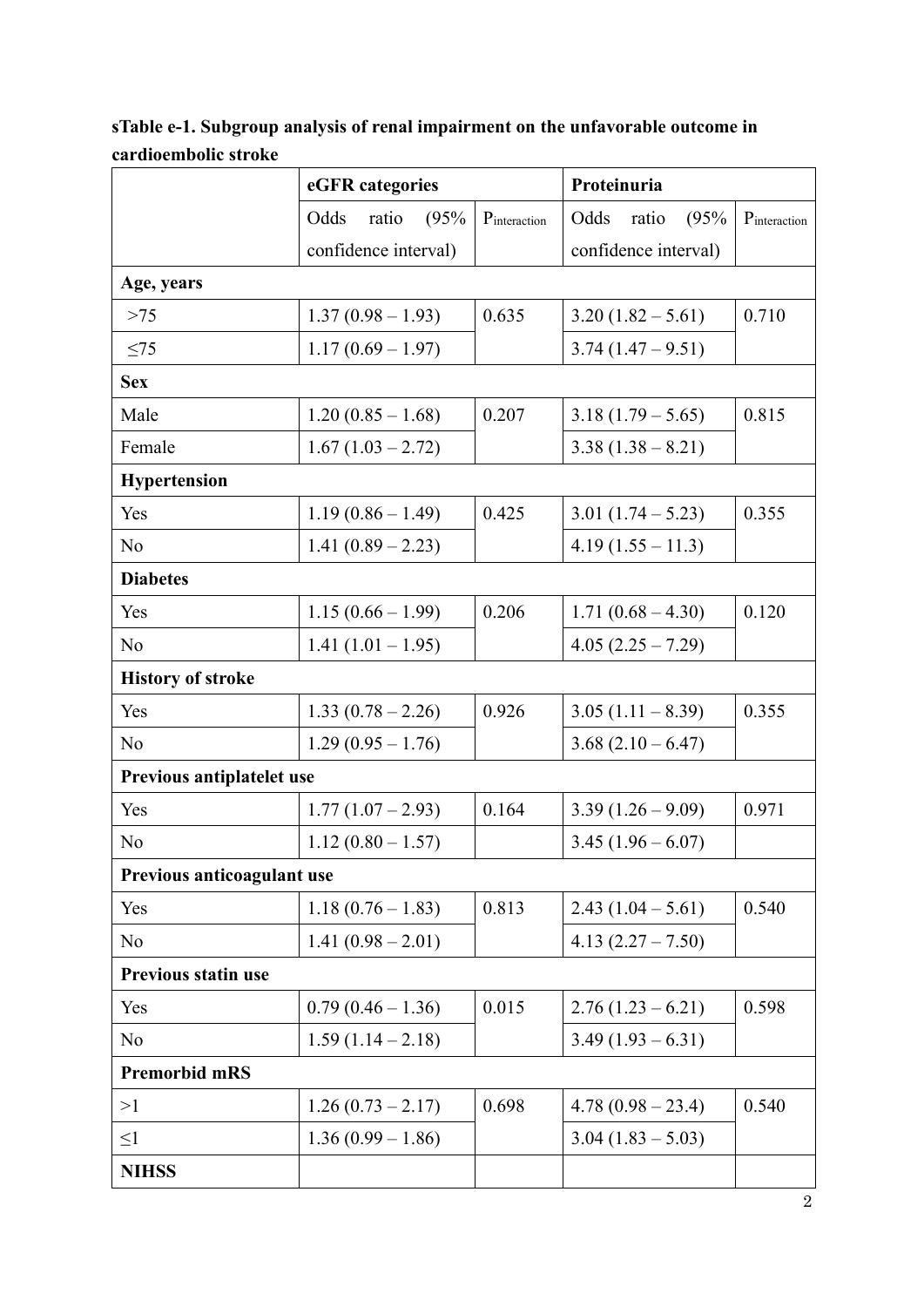**sTable e-1. Subgroup analysis of renal impairment on the unfavorable outcome in cardioembolic stroke**

| | eGFR categories | | Proteinuria | |
|---|---|---|---|---|
| | Odds ratio (95% confidence interval) | $P_{interaction}$ | Odds ratio (95% confidence interval) | $P_{interaction}$ |
| **Age, years** | | | | |
| >75 | 1.37 (0.98 – 1.93) | 0.635 | 3.20 (1.82 – 5.61) | 0.710 |
| ≤75 | 1.17 (0.69 – 1.97) | | 3.74 (1.47 – 9.51) | |
| **Sex** | | | | |
| Male | 1.20 (0.85 – 1.68) | 0.207 | 3.18 (1.79 – 5.65) | 0.815 |
| Female | 1.67 (1.03 – 2.72) | | 3.38 (1.38 – 8.21) | |
| **Hypertension** | | | | |
| Yes | 1.19 (0.86 – 1.49) | 0.425 | 3.01 (1.74 – 5.23) | 0.355 |
| No | 1.41 (0.89 – 2.23) | | 4.19 (1.55 – 11.3) | |
| **Diabetes** | | | | |
| Yes | 1.15 (0.66 – 1.99) | 0.206 | 1.71 (0.68 – 4.30) | 0.120 |
| No | 1.41 (1.01 – 1.95) | | 4.05 (2.25 – 7.29) | |
| **History of stroke** | | | | |
| Yes | 1.33 (0.78 – 2.26) | 0.926 | 3.05 (1.11 – 8.39) | 0.355 |
| No | 1.29 (0.95 – 1.76) | | 3.68 (2.10 – 6.47) | |
| **Previous antiplatelet use** | | | | |
| Yes | 1.77 (1.07 – 2.93) | 0.164 | 3.39 (1.26 – 9.09) | 0.971 |
| No | 1.12 (0.80 – 1.57) | | 3.45 (1.96 – 6.07) | |
| **Previous anticoagulant use** | | | | |
| Yes | 1.18 (0.76 – 1.83) | 0.813 | 2.43 (1.04 – 5.61) | 0.540 |
| No | 1.41 (0.98 – 2.01) | | 4.13 (2.27 – 7.50) | |
| **Previous statin use** | | | | |
| Yes | 0.79 (0.46 – 1.36) | 0.015 | 2.76 (1.23 – 6.21) | 0.598 |
| No | 1.59 (1.14 – 2.18) | | 3.49 (1.93 – 6.31) | |
| **Premorbid mRS** | | | | |
| >1 | 1.26 (0.73 – 2.17) | 0.698 | 4.78 (0.98 – 23.4) | 0.540 |
| ≤1 | 1.36 (0.99 – 1.86) | | 3.04 (1.83 – 5.03) | |
| **NIHSS** | | | | |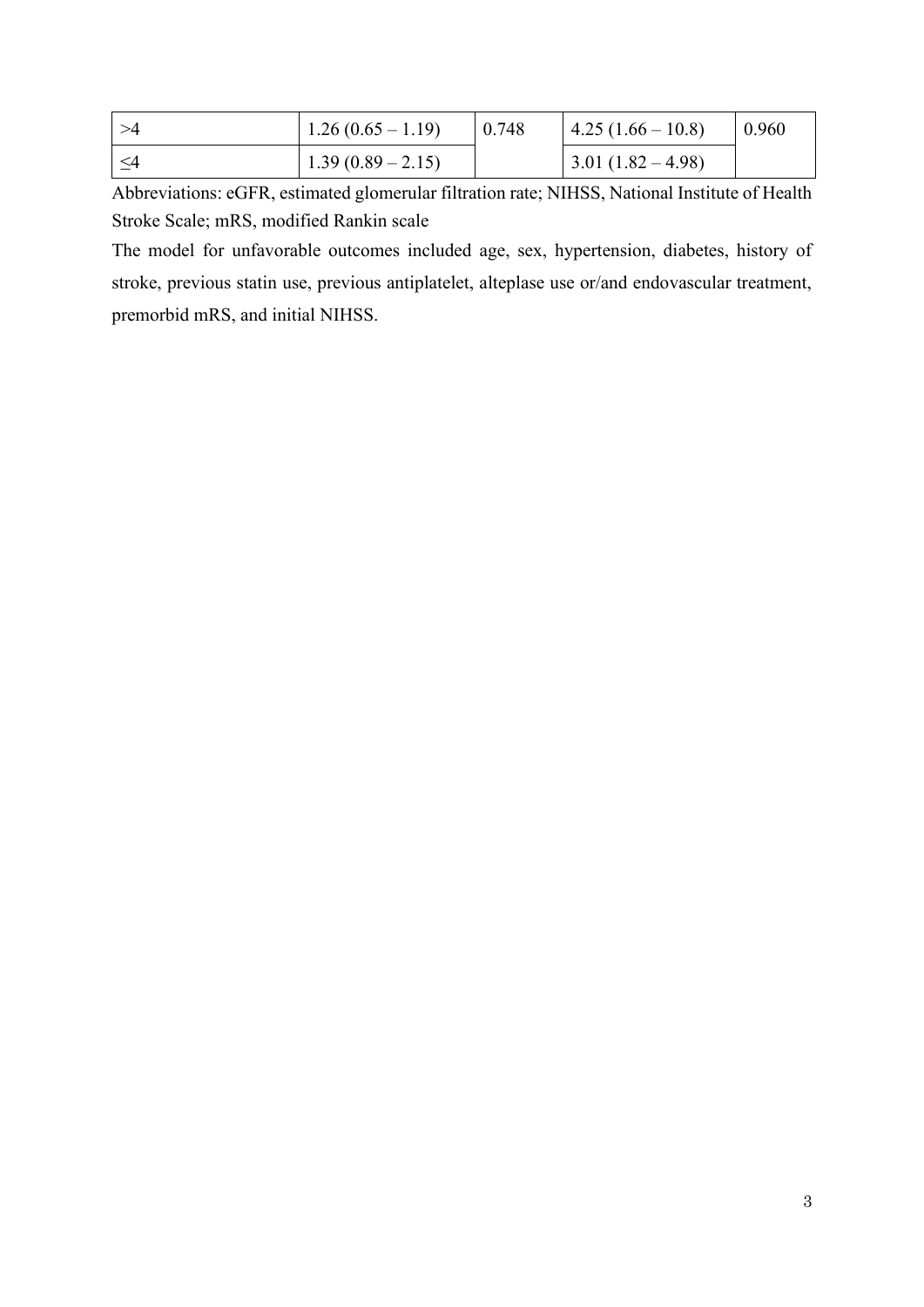| | | | | |
|---|---|---|---|---|
| >4 | 1.26 (0.65 – 1.19) | 0.748 | 4.25 (1.66 – 10.8) | 0.960 |
| ≤4 | 1.39 (0.89 – 2.15) | | 3.01 (1.82 – 4.98) | |

Abbreviations: eGFR, estimated glomerular filtration rate; NIHSS, National Institute of Health Stroke Scale; mRS, modified Rankin scale

The model for unfavorable outcomes included age, sex, hypertension, diabetes, history of stroke, previous statin use, previous antiplatelet, alteplase use or/and endovascular treatment, premorbid mRS, and initial NIHSS.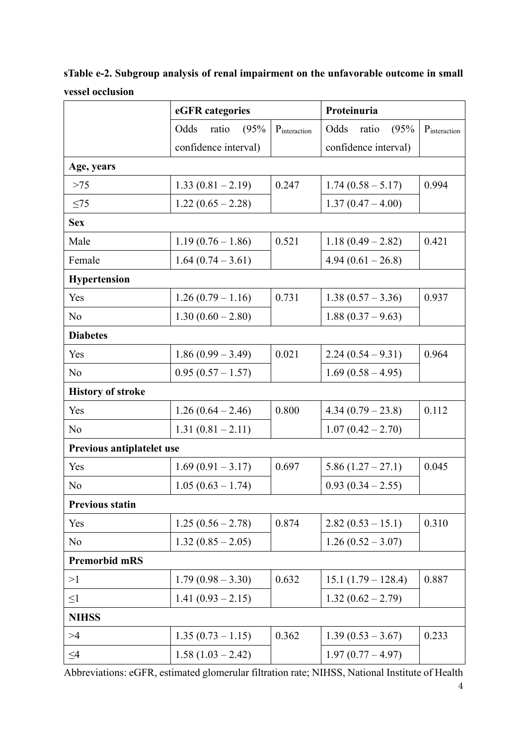**sTable e-2. Subgroup analysis of renal impairment on the unfavorable outcome in small vessel occlusion**

| | eGFR categories | | Proteinuria | |
|---|---|---|---|---|
| | Odds ratio (95% confidence interval) | $P_{interaction}$ | Odds ratio (95% confidence interval) | $P_{interaction}$ |
| **Age, years** | | | | |
| >75 | 1.33 (0.81 – 2.19) | 0.247 | 1.74 (0.58 – 5.17) | 0.994 |
| ≤75 | 1.22 (0.65 – 2.28) | | 1.37 (0.47 – 4.00) | |
| **Sex** | | | | |
| Male | 1.19 (0.76 – 1.86) | 0.521 | 1.18 (0.49 – 2.82) | 0.421 |
| Female | 1.64 (0.74 – 3.61) | | 4.94 (0.61 – 26.8) | |
| **Hypertension** | | | | |
| Yes | 1.26 (0.79 – 1.16) | 0.731 | 1.38 (0.57 – 3.36) | 0.937 |
| No | 1.30 (0.60 – 2.80) | | 1.88 (0.37 – 9.63) | |
| **Diabetes** | | | | |
| Yes | 1.86 (0.99 – 3.49) | 0.021 | 2.24 (0.54 – 9.31) | 0.964 |
| No | 0.95 (0.57 – 1.57) | | 1.69 (0.58 – 4.95) | |
| **History of stroke** | | | | |
| Yes | 1.26 (0.64 – 2.46) | 0.800 | 4.34 (0.79 – 23.8) | 0.112 |
| No | 1.31 (0.81 – 2.11) | | 1.07 (0.42 – 2.70) | |
| **Previous antiplatelet use** | | | | |
| Yes | 1.69 (0.91 – 3.17) | 0.697 | 5.86 (1.27 – 27.1) | 0.045 |
| No | 1.05 (0.63 – 1.74) | | 0.93 (0.34 – 2.55) | |
| **Previous statin** | | | | |
| Yes | 1.25 (0.56 – 2.78) | 0.874 | 2.82 (0.53 – 15.1) | 0.310 |
| No | 1.32 (0.85 – 2.05) | | 1.26 (0.52 – 3.07) | |
| **Premorbid mRS** | | | | |
| >1 | 1.79 (0.98 – 3.30) | 0.632 | 15.1 (1.79 – 128.4) | 0.887 |
| ≤1 | 1.41 (0.93 – 2.15) | | 1.32 (0.62 – 2.79) | |
| **NIHSS** | | | | |
| >4 | 1.35 (0.73 – 1.15) | 0.362 | 1.39 (0.53 – 3.67) | 0.233 |
| ≤4 | 1.58 (1.03 – 2.42) | | 1.97 (0.77 – 4.97) | |

Abbreviations: eGFR, estimated glomerular filtration rate; NIHSS, National Institute of Health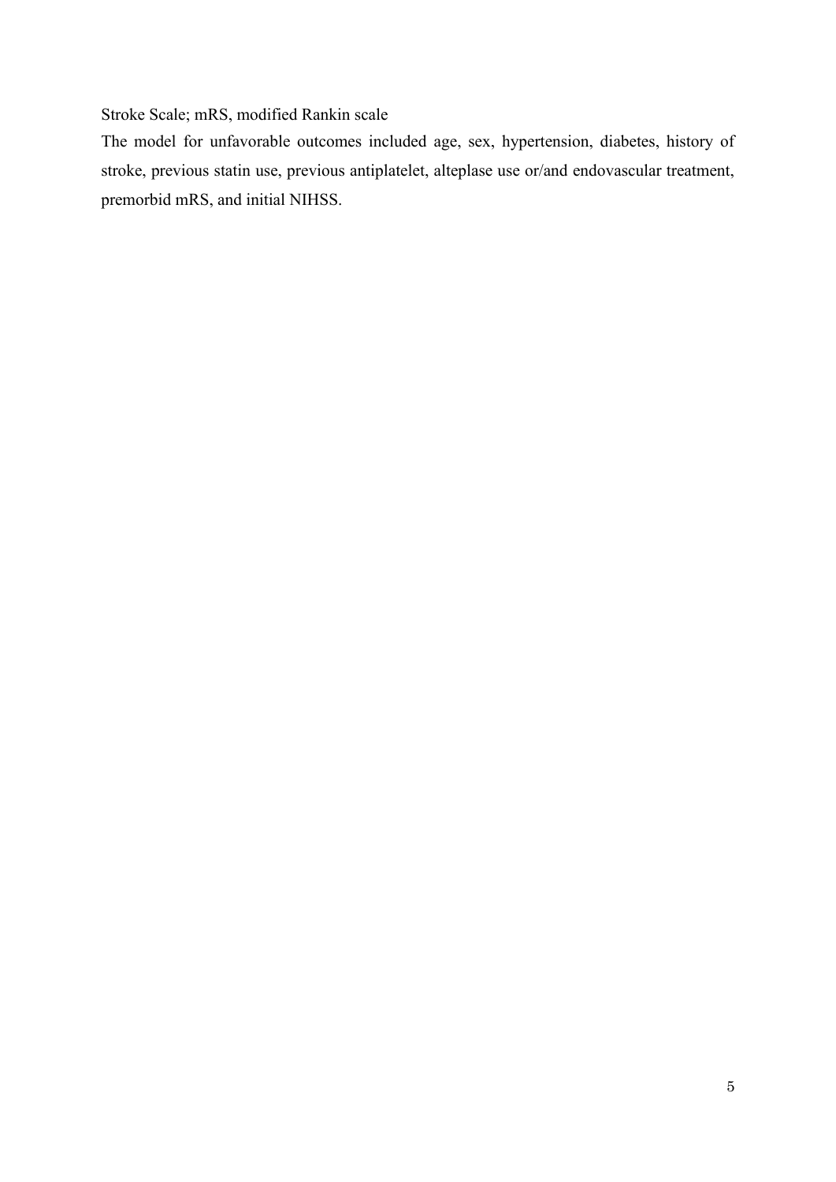Stroke Scale; mRS, modified Rankin scale

The model for unfavorable outcomes included age, sex, hypertension, diabetes, history of stroke, previous statin use, previous antiplatelet, alteplase use or/and endovascular treatment, premorbid mRS, and initial NIHSS.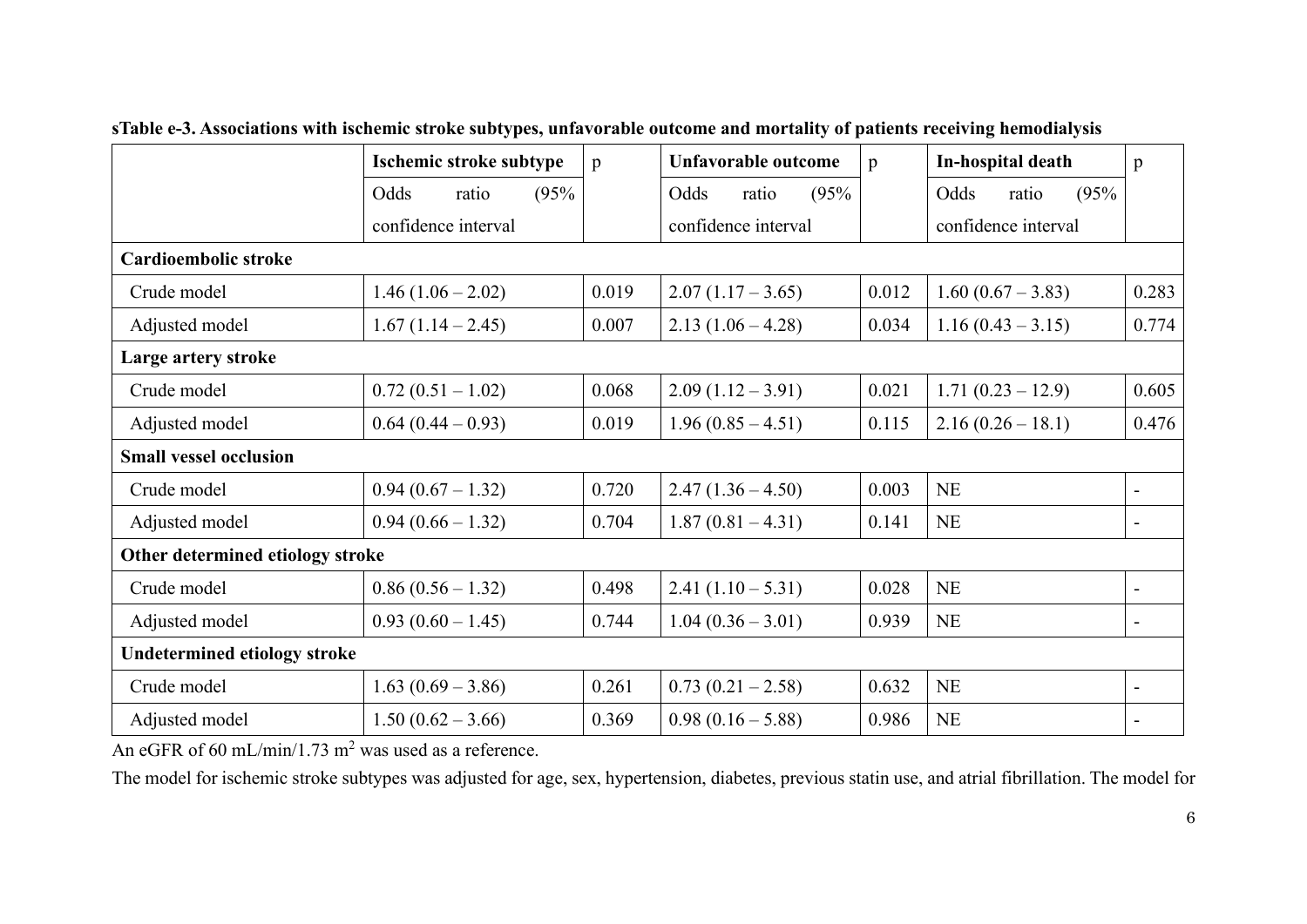**sTable e-3. Associations with ischemic stroke subtypes, unfavorable outcome and mortality of patients receiving hemodialysis**

| | Ischemic stroke subtype | p | Unfavorable outcome | p | In-hospital death | p |
|---|---|---|---|---|---|---|
| | Odds ratio (95% confidence interval | | Odds ratio (95% confidence interval | | Odds ratio (95% confidence interval | |
| **Cardioembolic stroke** | | | | | | |
| Crude model | 1.46 (1.06 – 2.02) | 0.019 | 2.07 (1.17 – 3.65) | 0.012 | 1.60 (0.67 – 3.83) | 0.283 |
| Adjusted model | 1.67 (1.14 – 2.45) | 0.007 | 2.13 (1.06 – 4.28) | 0.034 | 1.16 (0.43 – 3.15) | 0.774 |
| **Large artery stroke** | | | | | | |
| Crude model | 0.72 (0.51 – 1.02) | 0.068 | 2.09 (1.12 – 3.91) | 0.021 | 1.71 (0.23 – 12.9) | 0.605 |
| Adjusted model | 0.64 (0.44 – 0.93) | 0.019 | 1.96 (0.85 – 4.51) | 0.115 | 2.16 (0.26 – 18.1) | 0.476 |
| **Small vessel occlusion** | | | | | | |
| Crude model | 0.94 (0.67 – 1.32) | 0.720 | 2.47 (1.36 – 4.50) | 0.003 | NE | - |
| Adjusted model | 0.94 (0.66 – 1.32) | 0.704 | 1.87 (0.81 – 4.31) | 0.141 | NE | - |
| **Other determined etiology stroke** | | | | | | |
| Crude model | 0.86 (0.56 – 1.32) | 0.498 | 2.41 (1.10 – 5.31) | 0.028 | NE | - |
| Adjusted model | 0.93 (0.60 – 1.45) | 0.744 | 1.04 (0.36 – 3.01) | 0.939 | NE | - |
| **Undetermined etiology stroke** | | | | | | |
| Crude model | 1.63 (0.69 – 3.86) | 0.261 | 0.73 (0.21 – 2.58) | 0.632 | NE | - |
| Adjusted model | 1.50 (0.62 – 3.66) | 0.369 | 0.98 (0.16 – 5.88) | 0.986 | NE | - |

An eGFR of 60 mL/min/1.73 $m^2$ was used as a reference.

The model for ischemic stroke subtypes was adjusted for age, sex, hypertension, diabetes, previous statin use, and atrial fibrillation. The model for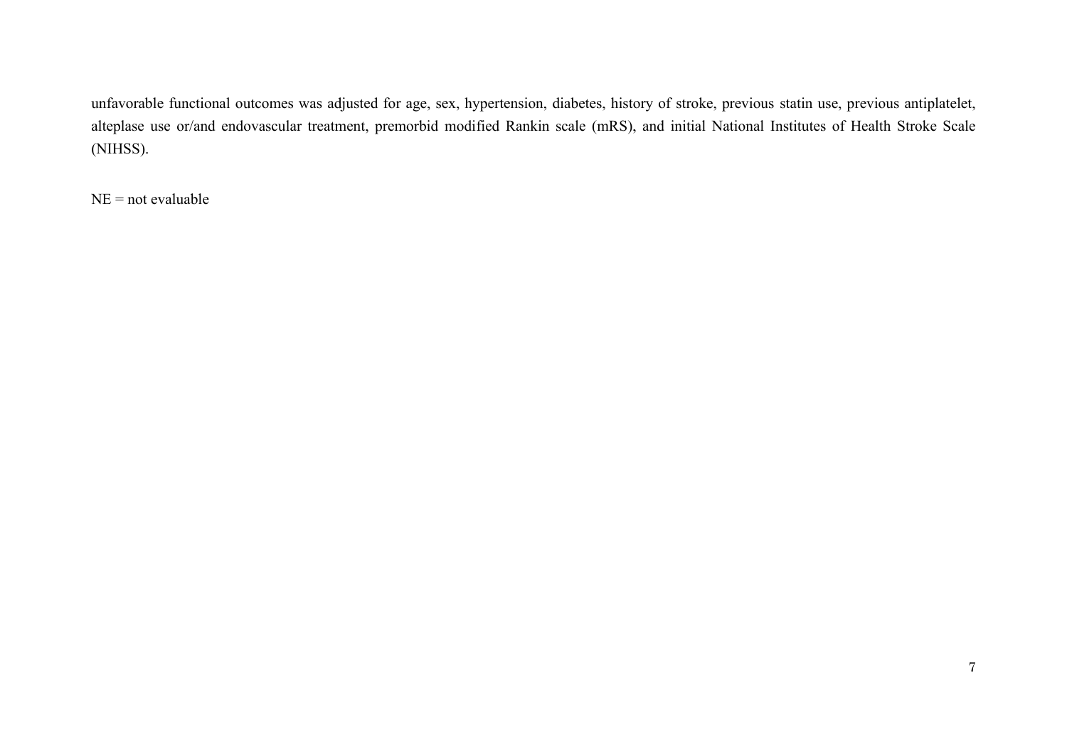unfavorable functional outcomes was adjusted for age, sex, hypertension, diabetes, history of stroke, previous statin use, previous antiplatelet, alteplase use or/and endovascular treatment, premorbid modified Rankin scale (mRS), and initial National Institutes of Health Stroke Scale (NIHSS).

NE = not evaluable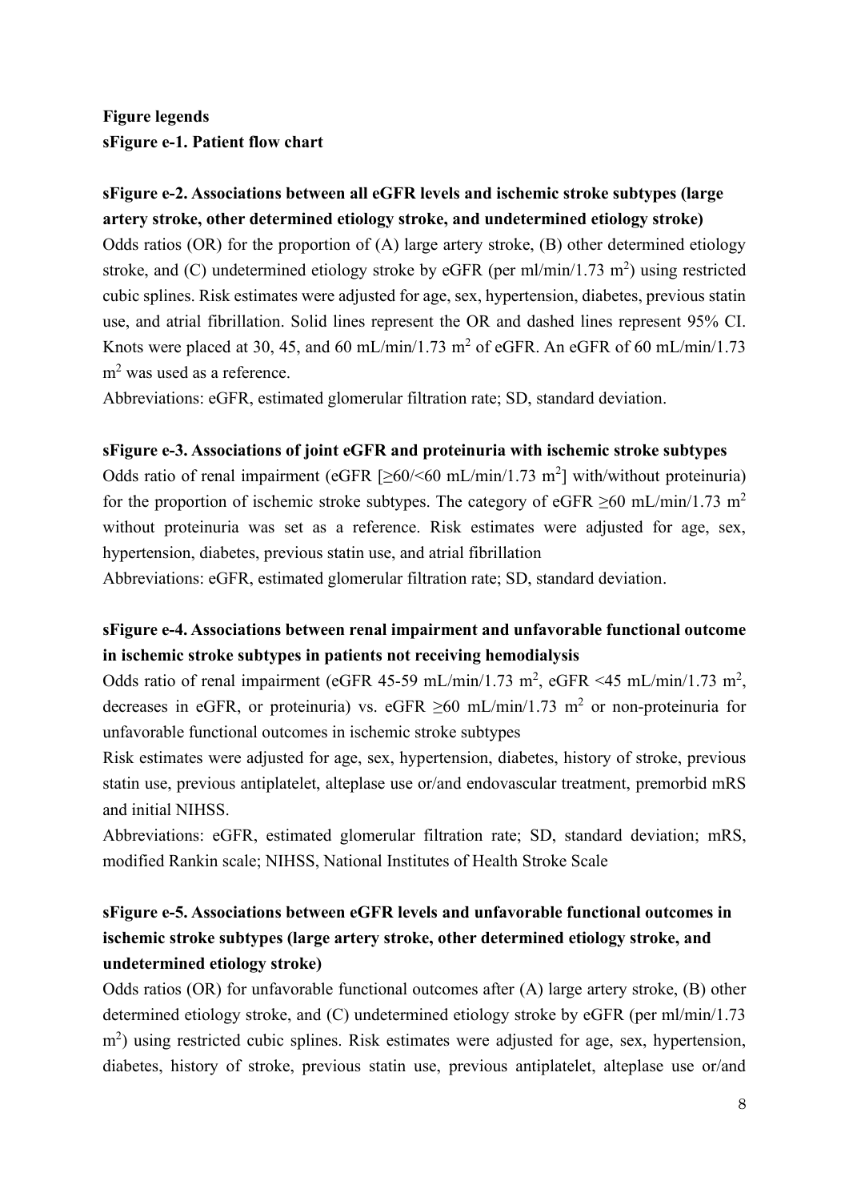**Figure legends**

**sFigure e-1. Patient flow chart**

**sFigure e-2. Associations between all eGFR levels and ischemic stroke subtypes (large artery stroke, other determined etiology stroke, and undetermined etiology stroke)**

Odds ratios (OR) for the proportion of (A) large artery stroke, (B) other determined etiology stroke, and (C) undetermined etiology stroke by eGFR (per ml/min/1.73 $m^2$) using restricted cubic splines. Risk estimates were adjusted for age, sex, hypertension, diabetes, previous statin use, and atrial fibrillation. Solid lines represent the OR and dashed lines represent 95% CI. Knots were placed at 30, 45, and 60 mL/min/1.73 $m^2$ of eGFR. An eGFR of 60 mL/min/1.73 $m^2$ was used as a reference.

Abbreviations: eGFR, estimated glomerular filtration rate; SD, standard deviation.

**sFigure e-3. Associations of joint eGFR and proteinuria with ischemic stroke subtypes**

Odds ratio of renal impairment (eGFR [≥60/<60 mL/min/1.73 $m^2$] with/without proteinuria) for the proportion of ischemic stroke subtypes. The category of eGFR ≥60 mL/min/1.73 $m^2$ without proteinuria was set as a reference. Risk estimates were adjusted for age, sex, hypertension, diabetes, previous statin use, and atrial fibrillation

Abbreviations: eGFR, estimated glomerular filtration rate; SD, standard deviation.

**sFigure e-4. Associations between renal impairment and unfavorable functional outcome in ischemic stroke subtypes in patients not receiving hemodialysis**

Odds ratio of renal impairment (eGFR 45-59 mL/min/1.73 $m^2$, eGFR <45 mL/min/1.73 $m^2$, decreases in eGFR, or proteinuria) vs. eGFR ≥60 mL/min/1.73 $m^2$ or non-proteinuria for unfavorable functional outcomes in ischemic stroke subtypes

Risk estimates were adjusted for age, sex, hypertension, diabetes, history of stroke, previous statin use, previous antiplatelet, alteplase use or/and endovascular treatment, premorbid mRS and initial NIHSS.

Abbreviations: eGFR, estimated glomerular filtration rate; SD, standard deviation; mRS, modified Rankin scale; NIHSS, National Institutes of Health Stroke Scale

**sFigure e-5. Associations between eGFR levels and unfavorable functional outcomes in ischemic stroke subtypes (large artery stroke, other determined etiology stroke, and undetermined etiology stroke)**

Odds ratios (OR) for unfavorable functional outcomes after (A) large artery stroke, (B) other determined etiology stroke, and (C) undetermined etiology stroke by eGFR (per ml/min/1.73 $m^2$) using restricted cubic splines. Risk estimates were adjusted for age, sex, hypertension, diabetes, history of stroke, previous statin use, previous antiplatelet, alteplase use or/and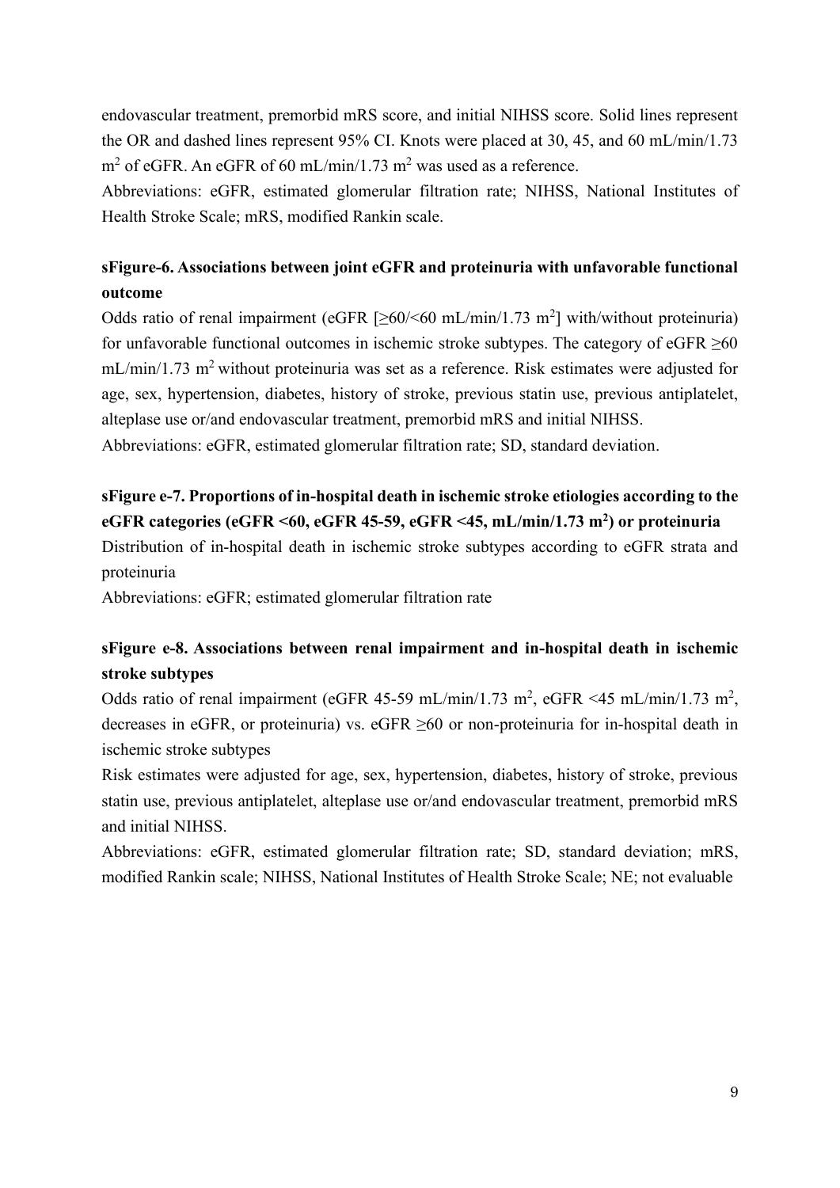endovascular treatment, premorbid mRS score, and initial NIHSS score. Solid lines represent the OR and dashed lines represent 95% CI. Knots were placed at 30, 45, and 60 mL/min/1.73 $m^2$ of eGFR. An eGFR of 60 mL/min/1.73 $m^2$ was used as a reference.

Abbreviations: eGFR, estimated glomerular filtration rate; NIHSS, National Institutes of Health Stroke Scale; mRS, modified Rankin scale.

**sFigure-6. Associations between joint eGFR and proteinuria with unfavorable functional outcome**

Odds ratio of renal impairment (eGFR [≥60/<60 mL/min/1.73 $m^2$] with/without proteinuria) for unfavorable functional outcomes in ischemic stroke subtypes. The category of eGFR ≥60 mL/min/1.73 $m^2$ without proteinuria was set as a reference. Risk estimates were adjusted for age, sex, hypertension, diabetes, history of stroke, previous statin use, previous antiplatelet, alteplase use or/and endovascular treatment, premorbid mRS and initial NIHSS.

Abbreviations: eGFR, estimated glomerular filtration rate; SD, standard deviation.

**sFigure e-7. Proportions of in-hospital death in ischemic stroke etiologies according to the eGFR categories (eGFR <60, eGFR 45-59, eGFR <45, mL/min/1.73 $m^2$) or proteinuria**

Distribution of in-hospital death in ischemic stroke subtypes according to eGFR strata and proteinuria

Abbreviations: eGFR; estimated glomerular filtration rate

**sFigure e-8. Associations between renal impairment and in-hospital death in ischemic stroke subtypes**

Odds ratio of renal impairment (eGFR 45-59 mL/min/1.73 $m^2$, eGFR <45 mL/min/1.73 $m^2$, decreases in eGFR, or proteinuria) vs. eGFR ≥60 or non-proteinuria for in-hospital death in ischemic stroke subtypes

Risk estimates were adjusted for age, sex, hypertension, diabetes, history of stroke, previous statin use, previous antiplatelet, alteplase use or/and endovascular treatment, premorbid mRS and initial NIHSS.

Abbreviations: eGFR, estimated glomerular filtration rate; SD, standard deviation; mRS, modified Rankin scale; NIHSS, National Institutes of Health Stroke Scale; NE; not evaluable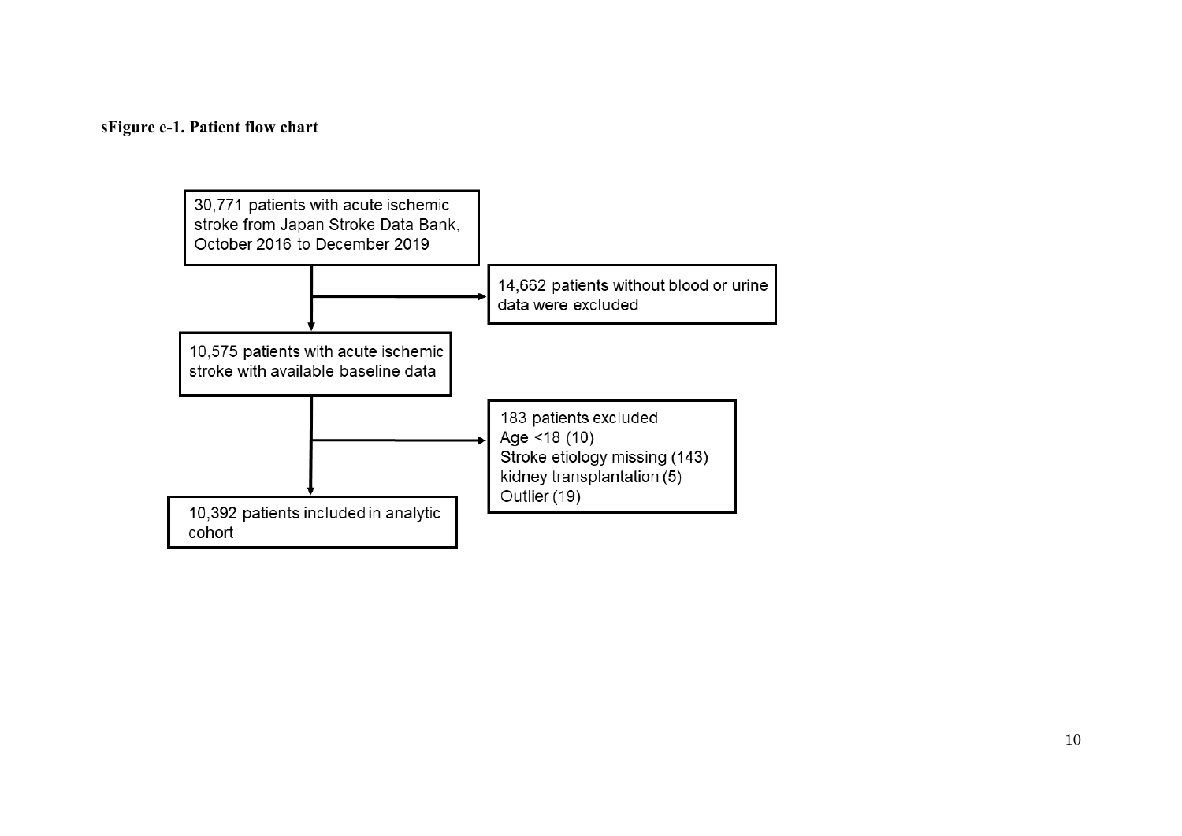**sFigure e-1. Patient flow chart**

30,771 patients with acute ischemic stroke from Japan Stroke Data Bank, October 2016 to December 2019

→ 14,662 patients without blood or urine data were excluded

10,575 patients with acute ischemic stroke with available baseline data

→ 183 patients excluded
Age <18 (10)
Stroke etiology missing (143)
kidney transplantation (5)
Outlier (19)

10,392 patients included in analytic cohort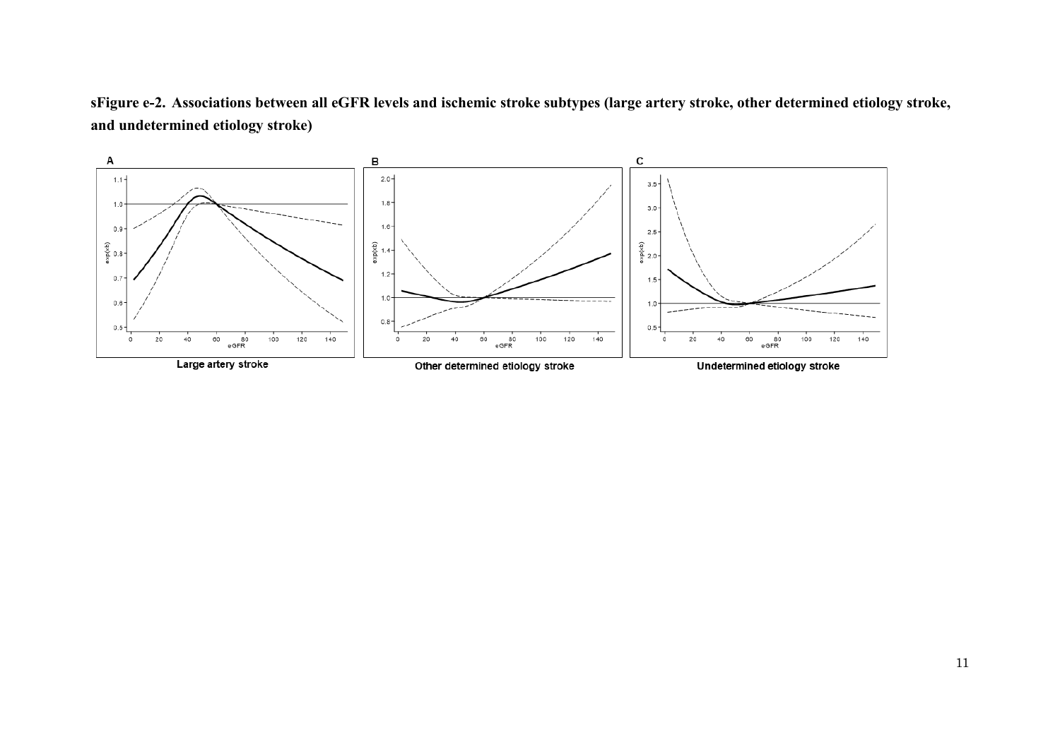**sFigure e-2. Associations between all eGFR levels and ischemic stroke subtypes (large artery stroke, other determined etiology stroke, and undetermined etiology stroke)**

A — Large artery stroke

B — Other determined etiology stroke

C — Undetermined etiology stroke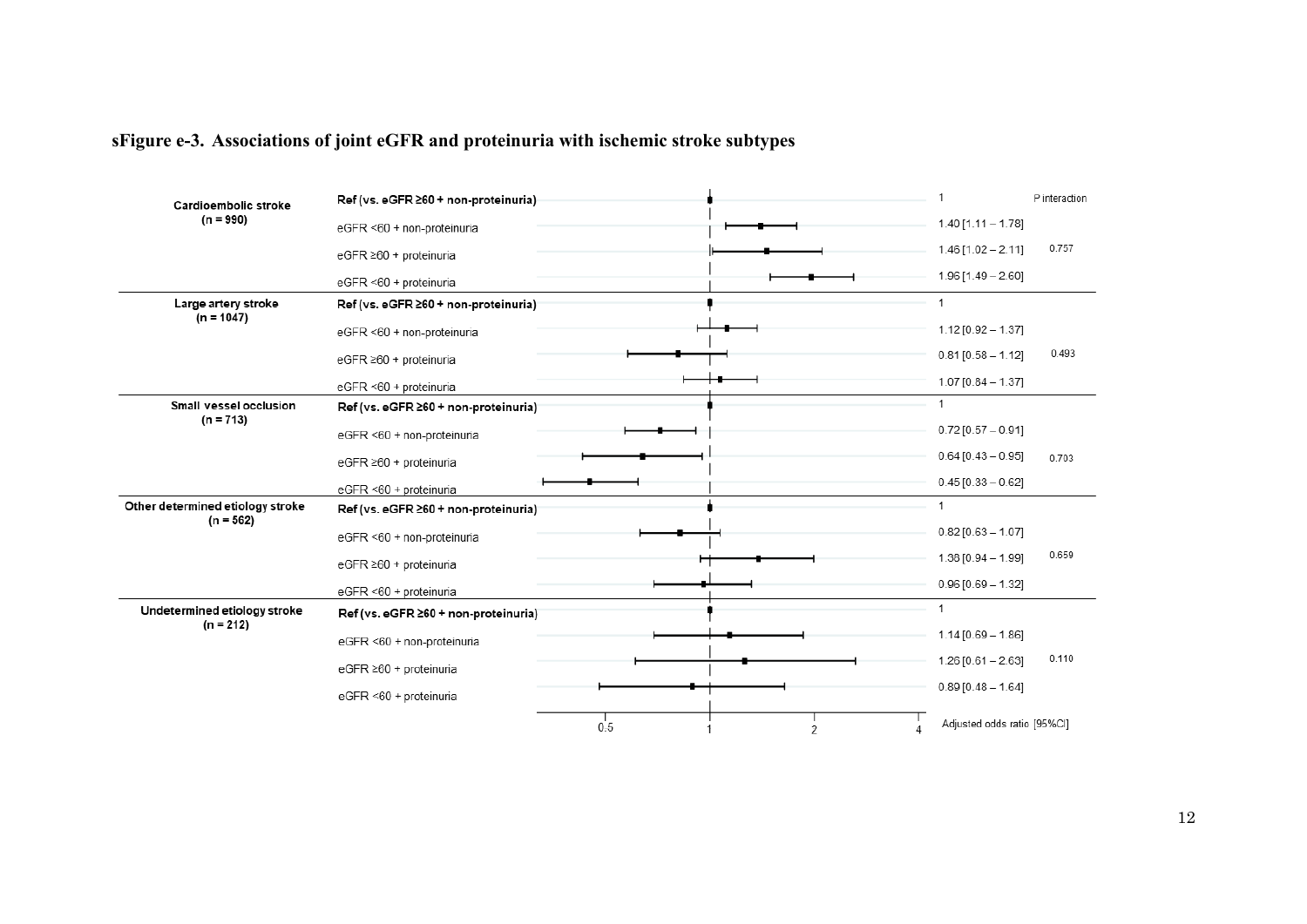**sFigure e-3. Associations of joint eGFR and proteinuria with ischemic stroke subtypes**

| Stroke subtype | Group | Adjusted odds ratio [95%CI] | P interaction |
|---|---|---|---|
| Cardioembolic stroke (n = 990) | Ref (vs. eGFR ≥60 + non-proteinuria) | 1 | |
| | eGFR <60 + non-proteinuria | 1.40 [1.11 – 1.78] | |
| | eGFR ≥60 + proteinuria | 1.46 [1.02 – 2.11] | 0.757 |
| | eGFR <60 + proteinuria | 1.96 [1.49 – 2.60] | |
| Large artery stroke (n = 1047) | Ref (vs. eGFR ≥60 + non-proteinuria) | 1 | |
| | eGFR <60 + non-proteinuria | 1.12 [0.92 – 1.37] | |
| | eGFR ≥60 + proteinuria | 0.81 [0.58 – 1.12] | 0.493 |
| | eGFR <60 + proteinuria | 1.07 [0.84 – 1.37] | |
| Small vessel occlusion (n = 713) | Ref (vs. eGFR ≥60 + non-proteinuria) | 1 | |
| | eGFR <60 + non-proteinuria | 0.72 [0.57 – 0.91] | |
| | eGFR ≥60 + proteinuria | 0.64 [0.43 – 0.95] | 0.703 |
| | eGFR <60 + proteinuria | 0.45 [0.33 – 0.62] | |
| Other determined etiology stroke (n = 562) | Ref (vs. eGFR ≥60 + non-proteinuria) | 1 | |
| | eGFR <60 + non-proteinuria | 0.82 [0.63 – 1.07] | |
| | eGFR ≥60 + proteinuria | 1.38 [0.94 – 1.99] | 0.659 |
| | eGFR <60 + proteinuria | 0.96 [0.69 – 1.32] | |
| Undetermined etiology stroke (n = 212) | Ref (vs. eGFR ≥60 + non-proteinuria) | 1 | |
| | eGFR <60 + non-proteinuria | 1.14 [0.69 – 1.86] | |
| | eGFR ≥60 + proteinuria | 1.26 [0.61 – 2.63] | 0.110 |
| | eGFR <60 + proteinuria | 0.89 [0.48 – 1.64] | |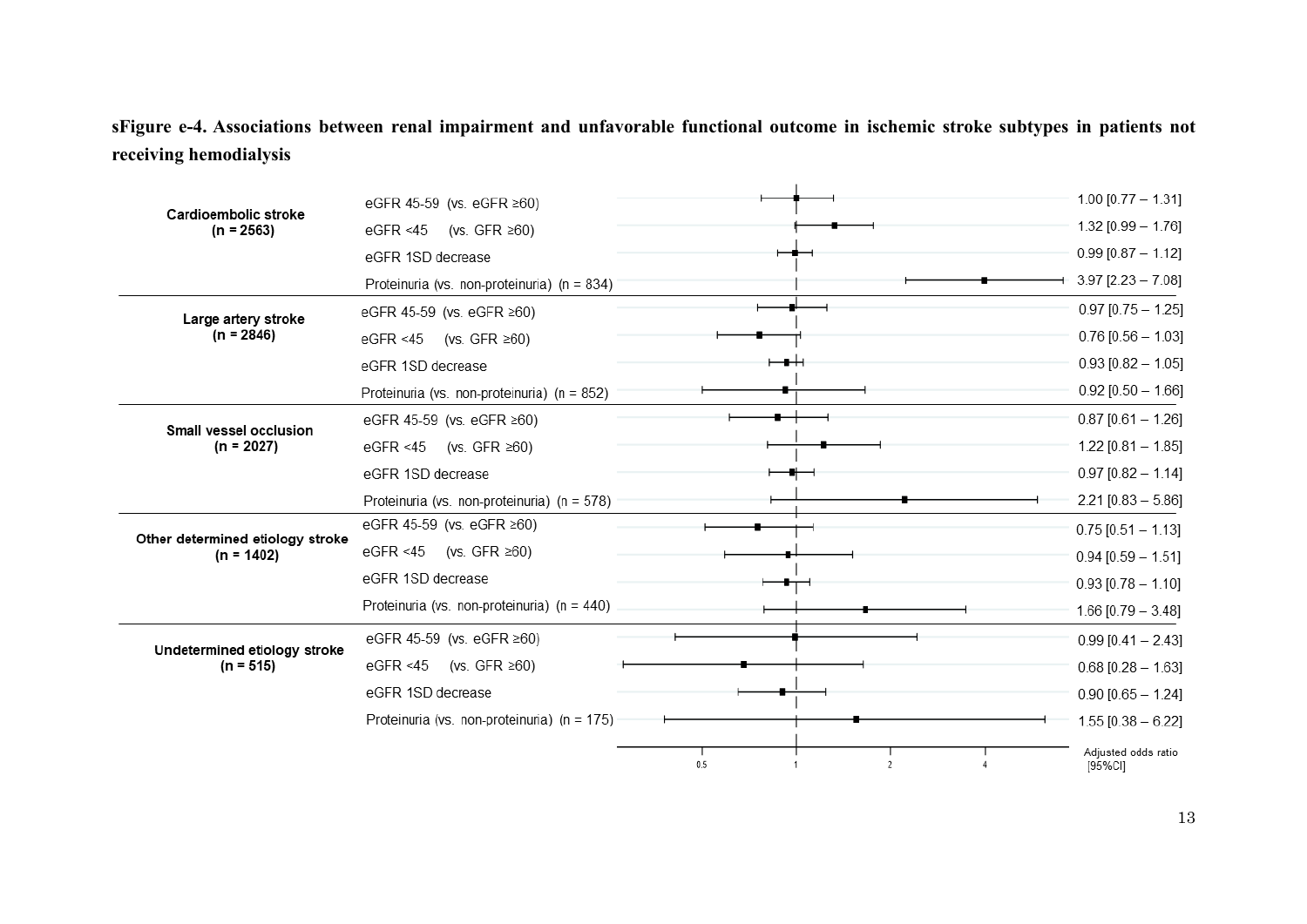**sFigure e-4. Associations between renal impairment and unfavorable functional outcome in ischemic stroke subtypes in patients not receiving hemodialysis**

| Subtype | Comparison | Adjusted odds ratio [95%CI] |
| --- | --- | --- |
| **Cardioembolic stroke (n = 2563)** | eGFR 45-59 (vs. eGFR ≥60) | 1.00 [0.77 – 1.31] |
| | eGFR <45 (vs. GFR ≥60) | 1.32 [0.99 – 1.76] |
| | eGFR 1SD decrease | 0.99 [0.87 – 1.12] |
| | Proteinuria (vs. non-proteinuria) (n = 834) | 3.97 [2.23 – 7.08] |
| **Large artery stroke (n = 2846)** | eGFR 45-59 (vs. eGFR ≥60) | 0.97 [0.75 – 1.25] |
| | eGFR <45 (vs. GFR ≥60) | 0.76 [0.56 – 1.03] |
| | eGFR 1SD decrease | 0.93 [0.82 – 1.05] |
| | Proteinuria (vs. non-proteinuria) (n = 852) | 0.92 [0.50 – 1.66] |
| **Small vessel occlusion (n = 2027)** | eGFR 45-59 (vs. eGFR ≥60) | 0.87 [0.61 – 1.26] |
| | eGFR <45 (vs. GFR ≥60) | 1.22 [0.81 – 1.85] |
| | eGFR 1SD decrease | 0.97 [0.82 – 1.14] |
| | Proteinuria (vs. non-proteinuria) (n = 578) | 2.21 [0.83 – 5.86] |
| **Other determined etiology stroke (n = 1402)** | eGFR 45-59 (vs. eGFR ≥60) | 0.75 [0.51 – 1.13] |
| | eGFR <45 (vs. GFR ≥60) | 0.94 [0.59 – 1.51] |
| | eGFR 1SD decrease | 0.93 [0.78 – 1.10] |
| | Proteinuria (vs. non-proteinuria) (n = 440) | 1.66 [0.79 – 3.48] |
| **Undetermined etiology stroke (n = 515)** | eGFR 45-59 (vs. eGFR ≥60) | 0.99 [0.41 – 2.43] |
| | eGFR <45 (vs. GFR ≥60) | 0.68 [0.28 – 1.63] |
| | eGFR 1SD decrease | 0.90 [0.65 – 1.24] |
| | Proteinuria (vs. non-proteinuria) (n = 175) | 1.55 [0.38 – 6.22] |

Axis: 0.5, 1, 2, 4 — Adjusted odds ratio [95%CI]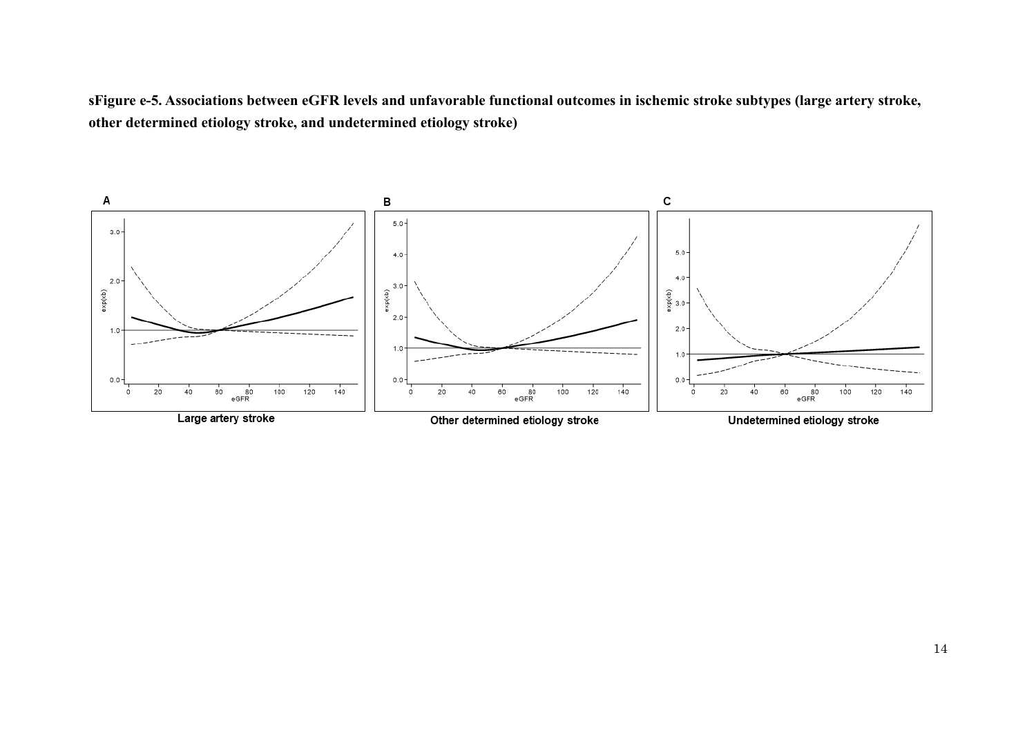**sFigure e-5. Associations between eGFR levels and unfavorable functional outcomes in ischemic stroke subtypes (large artery stroke, other determined etiology stroke, and undetermined etiology stroke)**

A

Large artery stroke

B

Other determined etiology stroke

C

Undetermined etiology stroke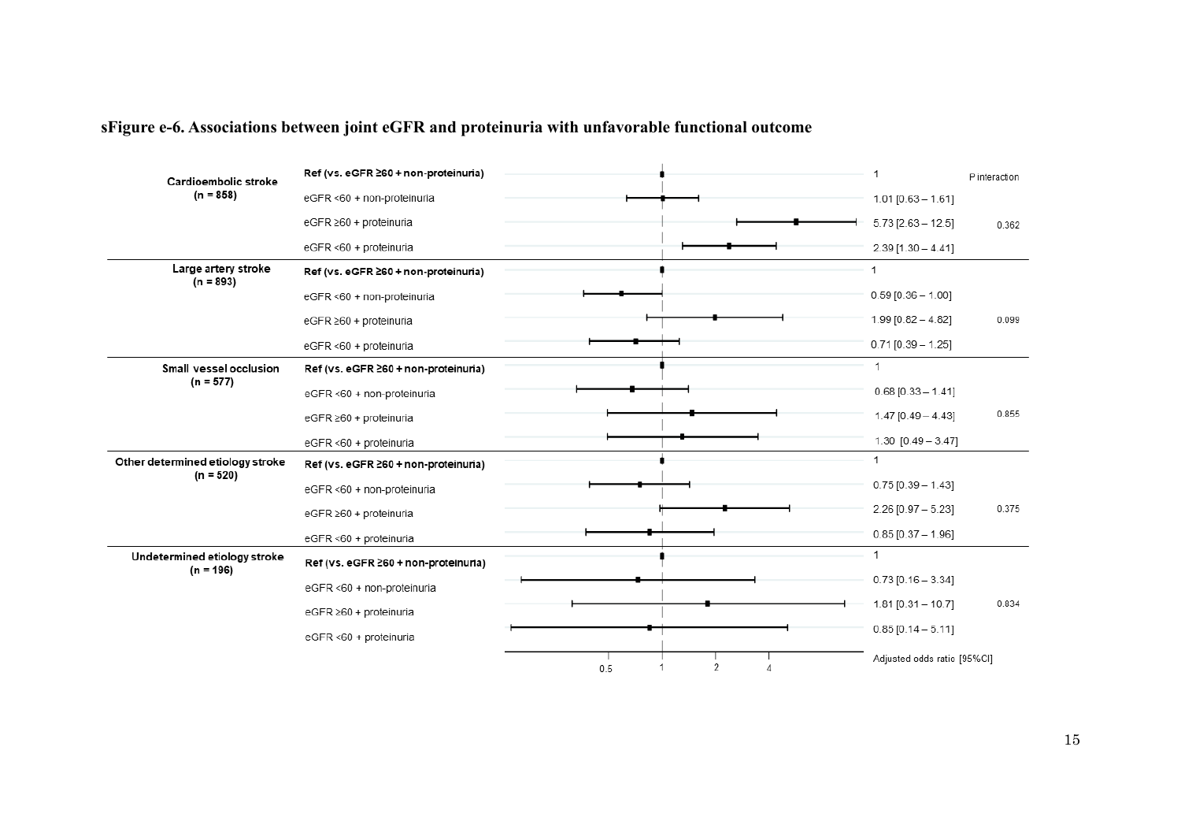**sFigure e-6. Associations between joint eGFR and proteinuria with unfavorable functional outcome**

| Subgroup | Category | Adjusted odds ratio [95%CI] | P interaction |
|---|---|---|---|
| Cardioembolic stroke (n = 858) | Ref (vs. eGFR ≥60 + non-proteinuria) | 1 | |
| | eGFR <60 + non-proteinuria | 1.01 [0.63 – 1.61] | |
| | eGFR ≥60 + proteinuria | 5.73 [2.63 – 12.5] | 0.362 |
| | eGFR <60 + proteinuria | 2.39 [1.30 – 4.41] | |
| Large artery stroke (n = 893) | Ref (vs. eGFR ≥60 + non-proteinuria) | 1 | |
| | eGFR <60 + non-proteinuria | 0.59 [0.36 – 1.00] | |
| | eGFR ≥60 + proteinuria | 1.99 [0.82 – 4.82] | 0.099 |
| | eGFR <60 + proteinuria | 0.71 [0.39 – 1.25] | |
| Small vessel occlusion (n = 577) | Ref (vs. eGFR ≥60 + non-proteinuria) | 1 | |
| | eGFR <60 + non-proteinuria | 0.68 [0.33 – 1.41] | |
| | eGFR ≥60 + proteinuria | 1.47 [0.49 – 4.43] | 0.855 |
| | eGFR <60 + proteinuria | 1.30 [0.49 – 3.47] | |
| Other determined etiology stroke (n = 520) | Ref (vs. eGFR ≥60 + non-proteinuria) | 1 | |
| | eGFR <60 + non-proteinuria | 0.75 [0.39 – 1.43] | |
| | eGFR ≥60 + proteinuria | 2.26 [0.97 – 5.23] | 0.375 |
| | eGFR <60 + proteinuria | 0.85 [0.37 – 1.96] | |
| Undetermined etiology stroke (n = 196) | Ref (vs. eGFR ≥60 + non-proteinuria) | 1 | |
| | eGFR <60 + non-proteinuria | 0.73 [0.16 – 3.34] | |
| | eGFR ≥60 + proteinuria | 1.81 [0.31 – 10.7] | 0.834 |
| | eGFR <60 + proteinuria | 0.85 [0.14 – 5.11] | |

Axis: 0.5, 1, 2, 4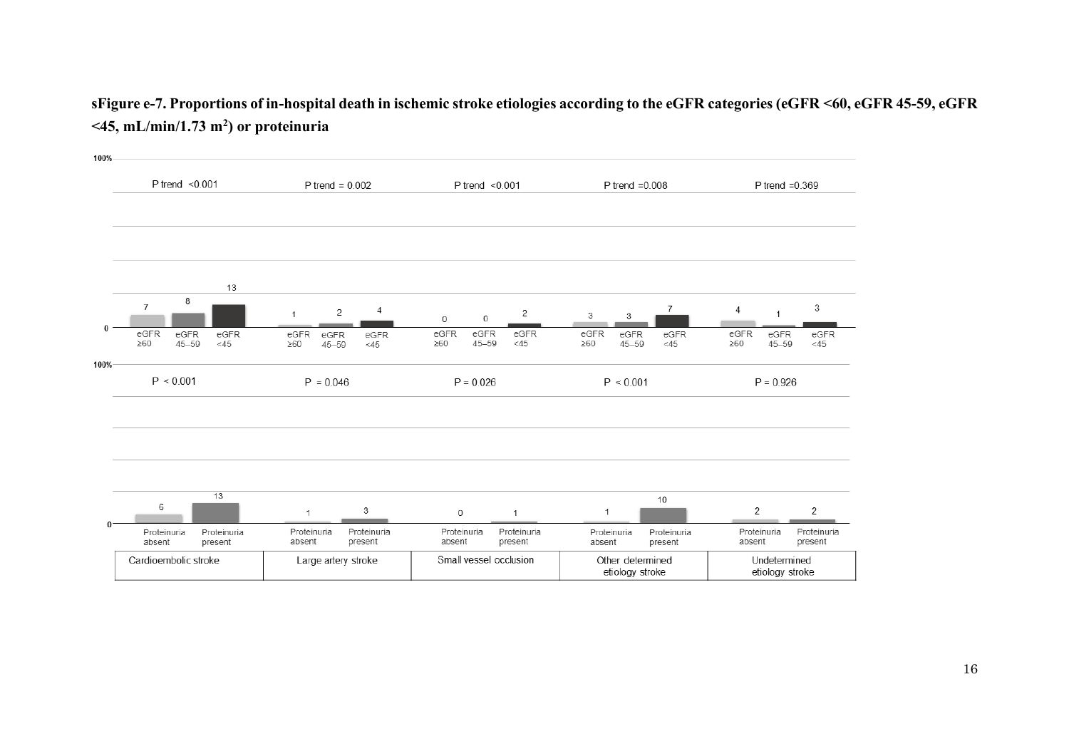**sFigure e-7. Proportions of in-hospital death in ischemic stroke etiologies according to the eGFR categories (eGFR <60, eGFR 45-59, eGFR <45, mL/min/1.73 m$^2$) or proteinuria**

| | Cardioembolic stroke | Large artery stroke | Small vessel occlusion | Other determined etiology stroke | Undetermined etiology stroke |
|---|---|---|---|---|---|
| P trend | <0.001 | = 0.002 | <0.001 | =0.008 | =0.369 |
| eGFR ≥60 | 7 | 1 | 0 | 3 | 4 |
| eGFR 45–59 | 8 | 2 | 0 | 3 | 1 |
| eGFR <45 | 13 | 4 | 2 | 7 | 3 |
| P | < 0.001 | = 0.046 | = 0.026 | < 0.001 | = 0.926 |
| Proteinuria absent | 6 | 1 | 0 | 1 | 2 |
| Proteinuria present | 13 | 3 | 1 | 10 | 2 |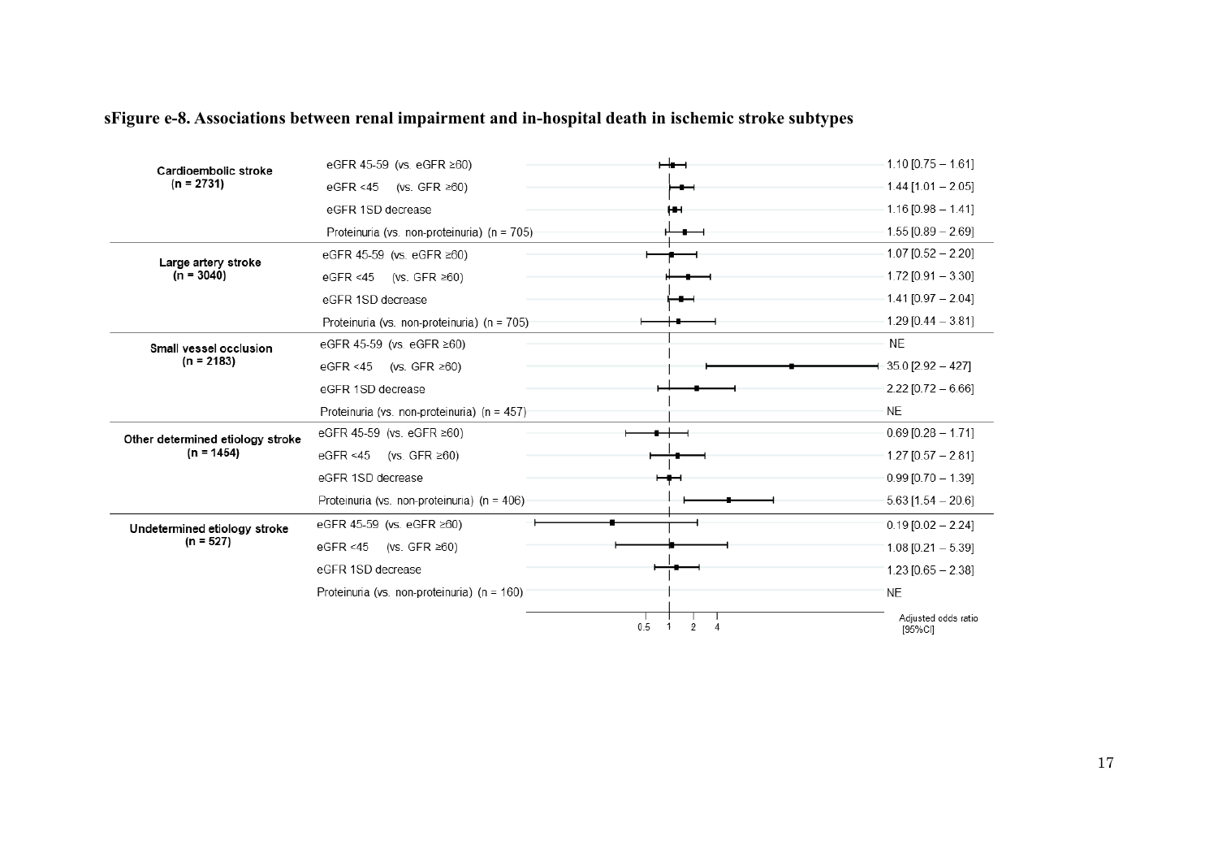**sFigure e-8. Associations between renal impairment and in-hospital death in ischemic stroke subtypes**

Cardioembolic stroke (n = 2731)

eGFR 45-59 (vs. eGFR ≥60) 1.10 [0.75 – 1.61]

eGFR <45 (vs. GFR ≥60) 1.44 [1.01 – 2.05]

eGFR 1SD decrease 1.16 [0.98 – 1.41]

Proteinuria (vs. non-proteinuria) (n = 705) 1.55 [0.89 – 2.69]

Large artery stroke (n = 3040)

eGFR 45-59 (vs. eGFR ≥60) 1.07 [0.52 – 2.20]

eGFR <45 (vs. GFR ≥60) 1.72 [0.91 – 3.30]

eGFR 1SD decrease 1.41 [0.97 – 2.04]

Proteinuria (vs. non-proteinuria) (n = 705) 1.29 [0.44 – 3.81]

Small vessel occlusion (n = 2183)

eGFR 45-59 (vs. eGFR ≥60) NE

eGFR <45 (vs. GFR ≥60) 35.0 [2.92 – 427]

eGFR 1SD decrease 2.22 [0.72 – 6.66]

Proteinuria (vs. non-proteinuria) (n = 457) NE

Other determined etiology stroke (n = 1454)

eGFR 45-59 (vs. eGFR ≥60) 0.69 [0.28 – 1.71]

eGFR <45 (vs. GFR ≥60) 1.27 [0.57 – 2.81]

eGFR 1SD decrease 0.99 [0.70 – 1.39]

Proteinuria (vs. non-proteinuria) (n = 406) 5.63 [1.54 – 20.6]

Undetermined etiology stroke (n = 527)

eGFR 45-59 (vs. eGFR ≥60) 0.19 [0.02 – 2.24]

eGFR <45 (vs. GFR ≥60) 1.08 [0.21 – 5.39]

eGFR 1SD decrease 1.23 [0.65 – 2.38]

Proteinuria (vs. non-proteinuria) (n = 160) NE

0.5 1 2 4

Adjusted odds ratio [95%CI]